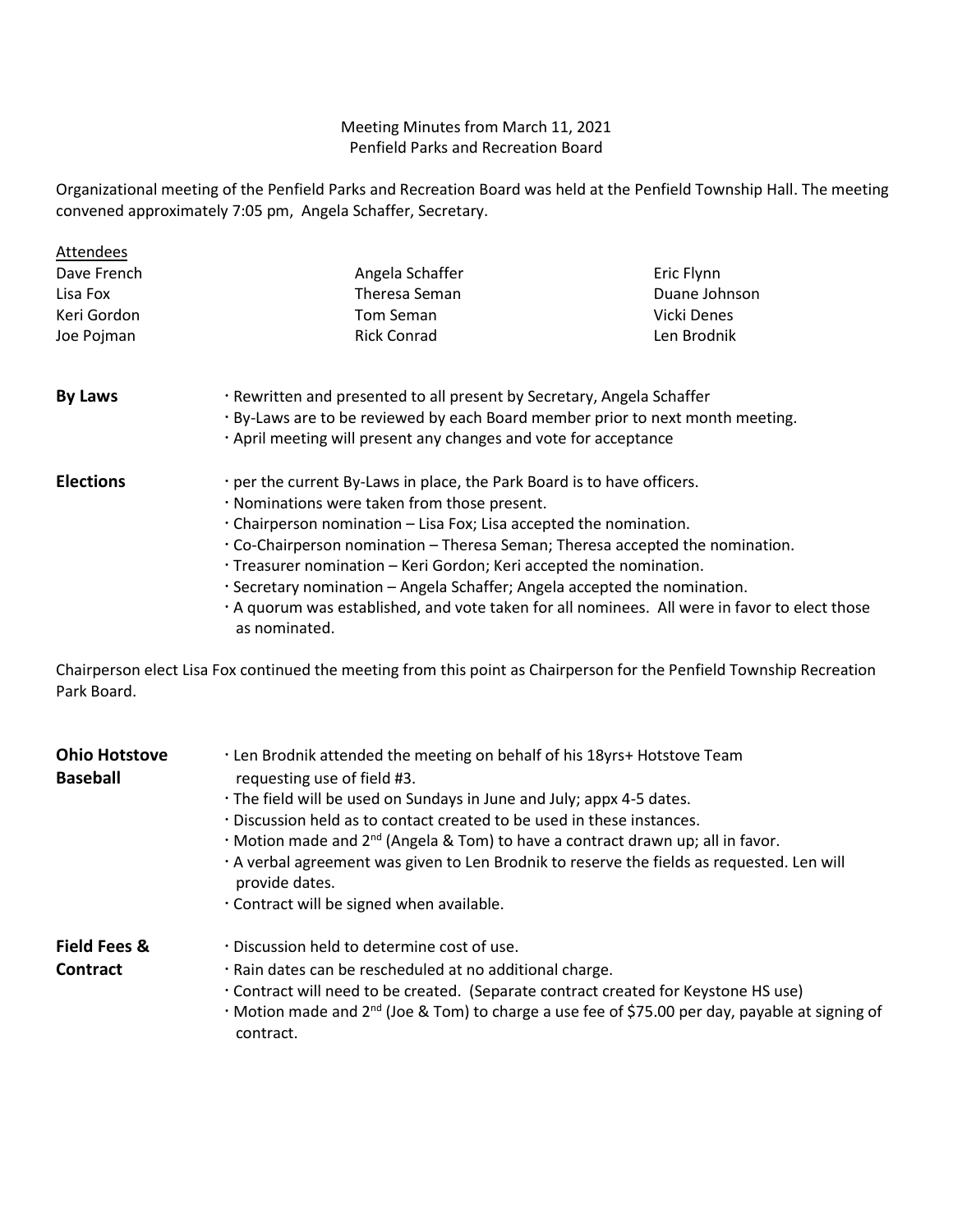Meeting Minutes from March 11, 2021
Penfield Parks and Recreation Board

Organizational meeting of the Penfield Parks and Recreation Board was held at the Penfield Township Hall. The meeting convened approximately 7:05 pm, Angela Schaffer, Secretary.

Attendees

| | | |
|---|---|---|
| Dave French | Angela Schaffer | Eric Flynn |
| Lisa Fox | Theresa Seman | Duane Johnson |
| Keri Gordon | Tom Seman | Vicki Denes |
| Joe Pojman | Rick Conrad | Len Brodnik |

**By Laws**

- Rewritten and presented to all present by Secretary, Angela Schaffer
- By-Laws are to be reviewed by each Board member prior to next month meeting.
- April meeting will present any changes and vote for acceptance

**Elections**

- per the current By-Laws in place, the Park Board is to have officers.
- Nominations were taken from those present.
- Chairperson nomination – Lisa Fox; Lisa accepted the nomination.
- Co-Chairperson nomination – Theresa Seman; Theresa accepted the nomination.
- Treasurer nomination – Keri Gordon; Keri accepted the nomination.
- Secretary nomination – Angela Schaffer; Angela accepted the nomination.
- A quorum was established, and vote taken for all nominees. All were in favor to elect those as nominated.

Chairperson elect Lisa Fox continued the meeting from this point as Chairperson for the Penfield Township Recreation Park Board.

**Ohio Hotstove Baseball**

- Len Brodnik attended the meeting on behalf of his 18yrs+ Hotstove Team requesting use of field #3.
- The field will be used on Sundays in June and July; appx 4-5 dates.
- Discussion held as to contact created to be used in these instances.
- Motion made and 2nd (Angela & Tom) to have a contract drawn up; all in favor.
- A verbal agreement was given to Len Brodnik to reserve the fields as requested. Len will provide dates.
- Contract will be signed when available.

**Field Fees & Contract**

- Discussion held to determine cost of use.
- Rain dates can be rescheduled at no additional charge.
- Contract will need to be created. (Separate contract created for Keystone HS use)
- Motion made and 2nd (Joe & Tom) to charge a use fee of $75.00 per day, payable at signing of contract.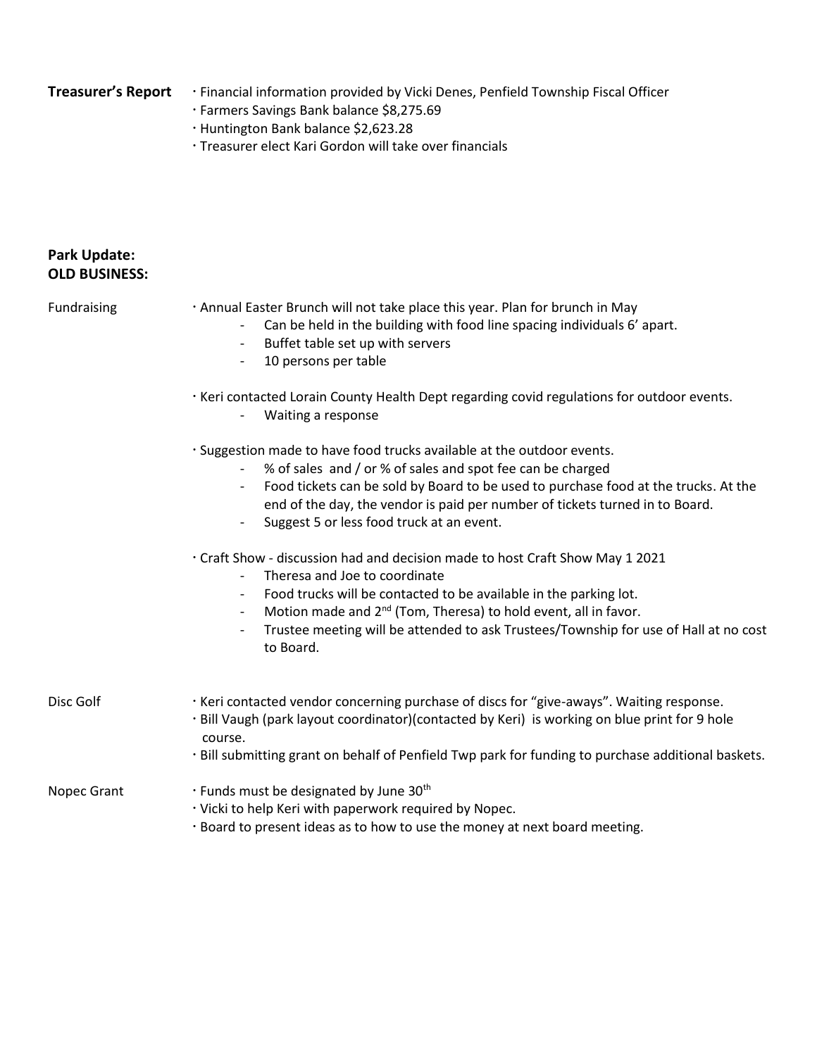**Treasurer's Report**

- Financial information provided by Vicki Denes, Penfield Township Fiscal Officer
- Farmers Savings Bank balance $8,275.69
- Huntington Bank balance $2,623.28
- Treasurer elect Kari Gordon will take over financials

**Park Update:**

**OLD BUSINESS:**

Fundraising

- Annual Easter Brunch will not take place this year. Plan for brunch in May
  - Can be held in the building with food line spacing individuals 6' apart.
  - Buffet table set up with servers
  - 10 persons per table
- Keri contacted Lorain County Health Dept regarding covid regulations for outdoor events.
  - Waiting a response
- Suggestion made to have food trucks available at the outdoor events.
  - % of sales and / or % of sales and spot fee can be charged
  - Food tickets can be sold by Board to be used to purchase food at the trucks. At the end of the day, the vendor is paid per number of tickets turned in to Board.
  - Suggest 5 or less food truck at an event.
- Craft Show - discussion had and decision made to host Craft Show May 1 2021
  - Theresa and Joe to coordinate
  - Food trucks will be contacted to be available in the parking lot.
  - Motion made and 2nd (Tom, Theresa) to hold event, all in favor.
  - Trustee meeting will be attended to ask Trustees/Township for use of Hall at no cost to Board.

Disc Golf

- Keri contacted vendor concerning purchase of discs for "give-aways". Waiting response.
- Bill Vaugh (park layout coordinator)(contacted by Keri) is working on blue print for 9 hole course.
- Bill submitting grant on behalf of Penfield Twp park for funding to purchase additional baskets.

Nopec Grant

- Funds must be designated by June 30th
- Vicki to help Keri with paperwork required by Nopec.
- Board to present ideas as to how to use the money at next board meeting.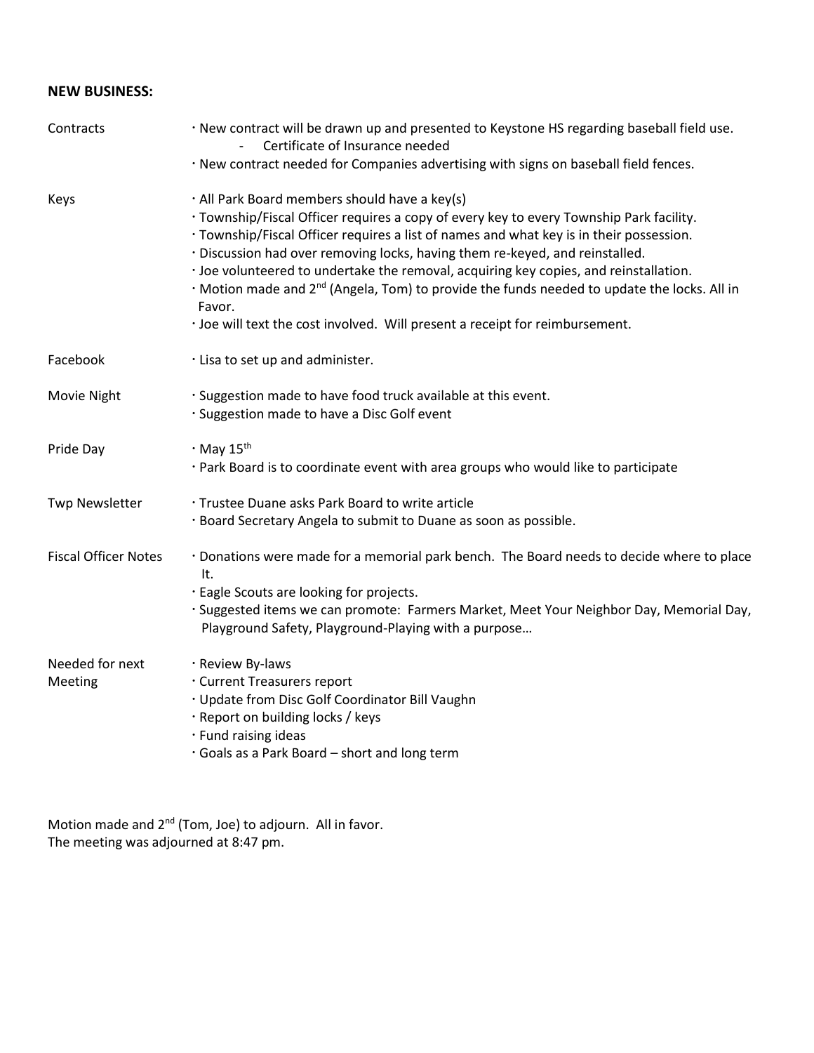**NEW BUSINESS:**

| | |
|---|---|
| Contracts | · New contract will be drawn up and presented to Keystone HS regarding baseball field use.<br>- Certificate of Insurance needed<br>· New contract needed for Companies advertising with signs on baseball field fences. |
| Keys | · All Park Board members should have a key(s)<br>· Township/Fiscal Officer requires a copy of every key to every Township Park facility.<br>· Township/Fiscal Officer requires a list of names and what key is in their possession.<br>· Discussion had over removing locks, having them re-keyed, and reinstalled.<br>· Joe volunteered to undertake the removal, acquiring key copies, and reinstallation.<br>· Motion made and 2nd (Angela, Tom) to provide the funds needed to update the locks. All in Favor.<br>· Joe will text the cost involved. Will present a receipt for reimbursement. |
| Facebook | · Lisa to set up and administer. |
| Movie Night | · Suggestion made to have food truck available at this event.<br>· Suggestion made to have a Disc Golf event |
| Pride Day | · May 15th<br>· Park Board is to coordinate event with area groups who would like to participate |
| Twp Newsletter | · Trustee Duane asks Park Board to write article<br>· Board Secretary Angela to submit to Duane as soon as possible. |
| Fiscal Officer Notes | · Donations were made for a memorial park bench. The Board needs to decide where to place It.<br>· Eagle Scouts are looking for projects.<br>· Suggested items we can promote: Farmers Market, Meet Your Neighbor Day, Memorial Day, Playground Safety, Playground-Playing with a purpose… |
| Needed for next Meeting | · Review By-laws<br>· Current Treasurers report<br>· Update from Disc Golf Coordinator Bill Vaughn<br>· Report on building locks / keys<br>· Fund raising ideas<br>· Goals as a Park Board – short and long term |

Motion made and 2nd (Tom, Joe) to adjourn. All in favor.
The meeting was adjourned at 8:47 pm.